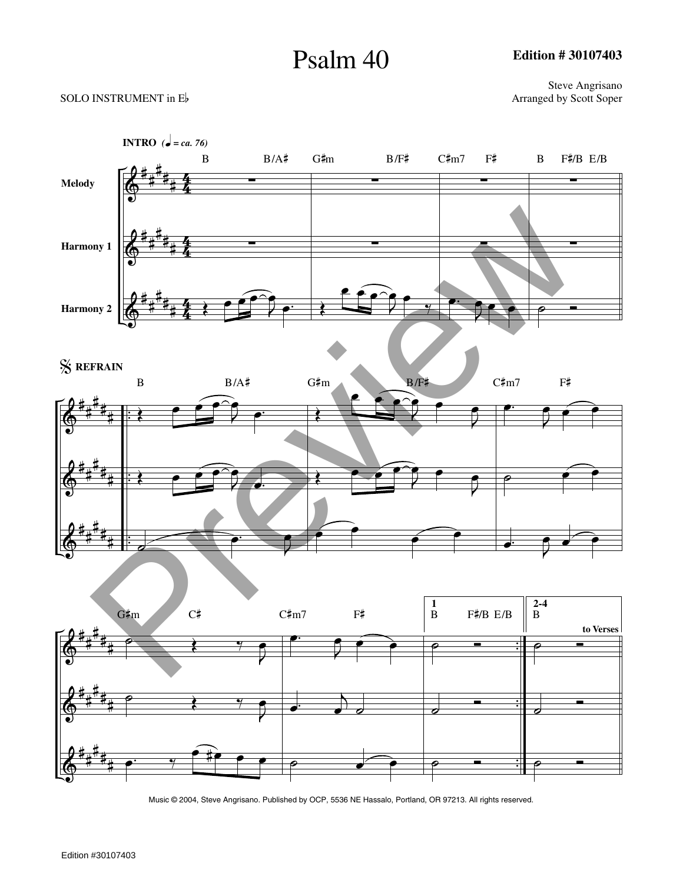# Psalm 40

**Edition # 30107403**

SOLO INSTRUMENT in E♭

Steve Angrisano
Arranged by Scott Soper

**INTRO** (♩ = ca. 76)

B B/A♯ G♯m B/F♯ C♯m7 F♯ B F♯/B E/B

Melody

Harmony 1

Harmony 2

𝄋 **REFRAIN**

B B/A♯ G♯m B/F♯ C♯m7 F♯

G♯m C♯ C♯m7 F♯ **1** B F♯/B E/B **2-4** B

**to Verses**

Music © 2004, Steve Angrisano. Published by OCP, 5536 NE Hassalo, Portland, OR 97213. All rights reserved.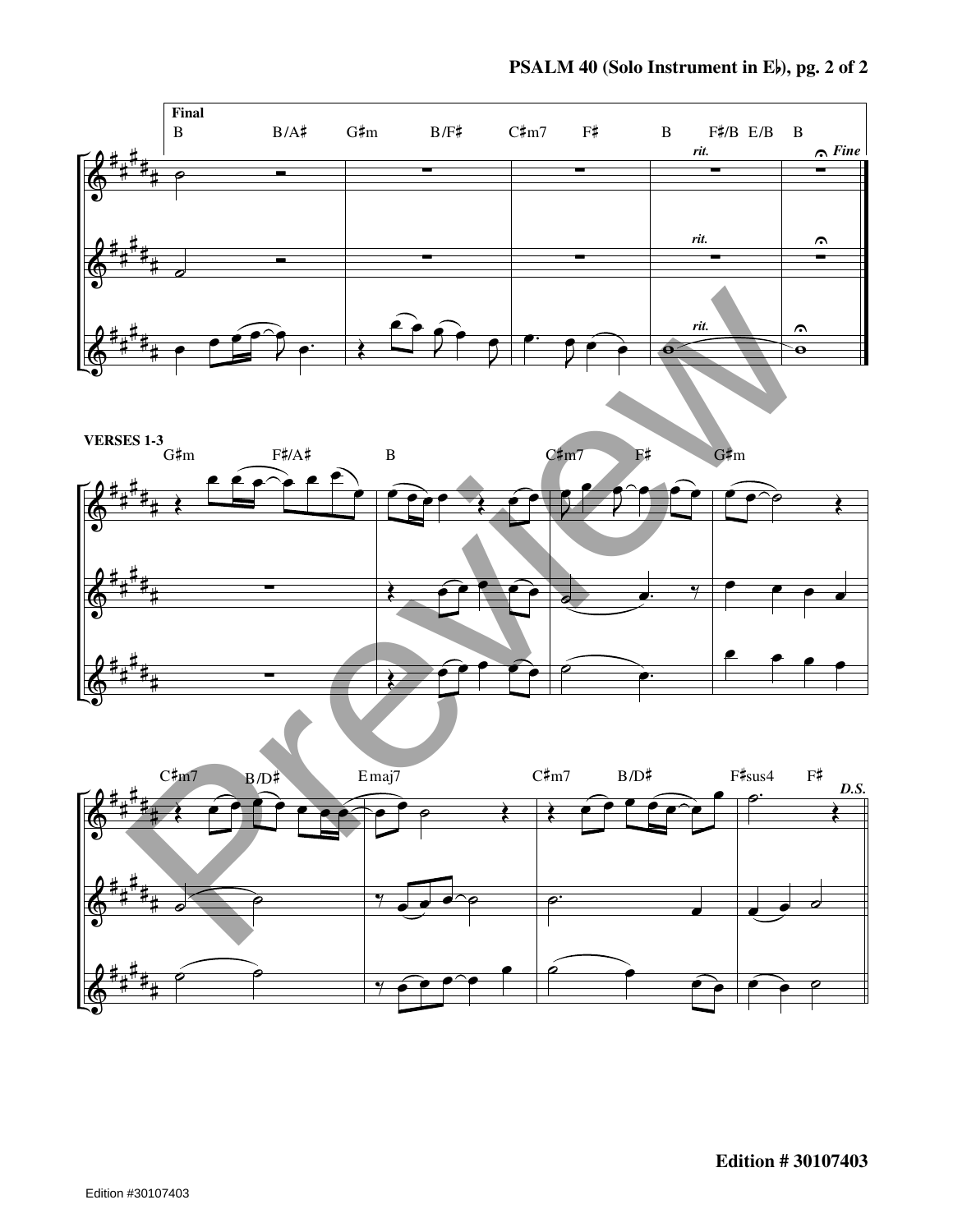Final

B B/A♯ G♯m B/F♯ C♯m7 F♯ B F♯/B E/B B

*rit.* *Fine*

*rit.*

*rit.*

VERSES 1-3

G♯m F♯/A♯ B C♯m7 F♯ G♯m

C♯m7 B/D♯ Emaj7 C♯m7 B/D♯ F♯sus4 F♯

*D.S.*

**Edition # 30107403**